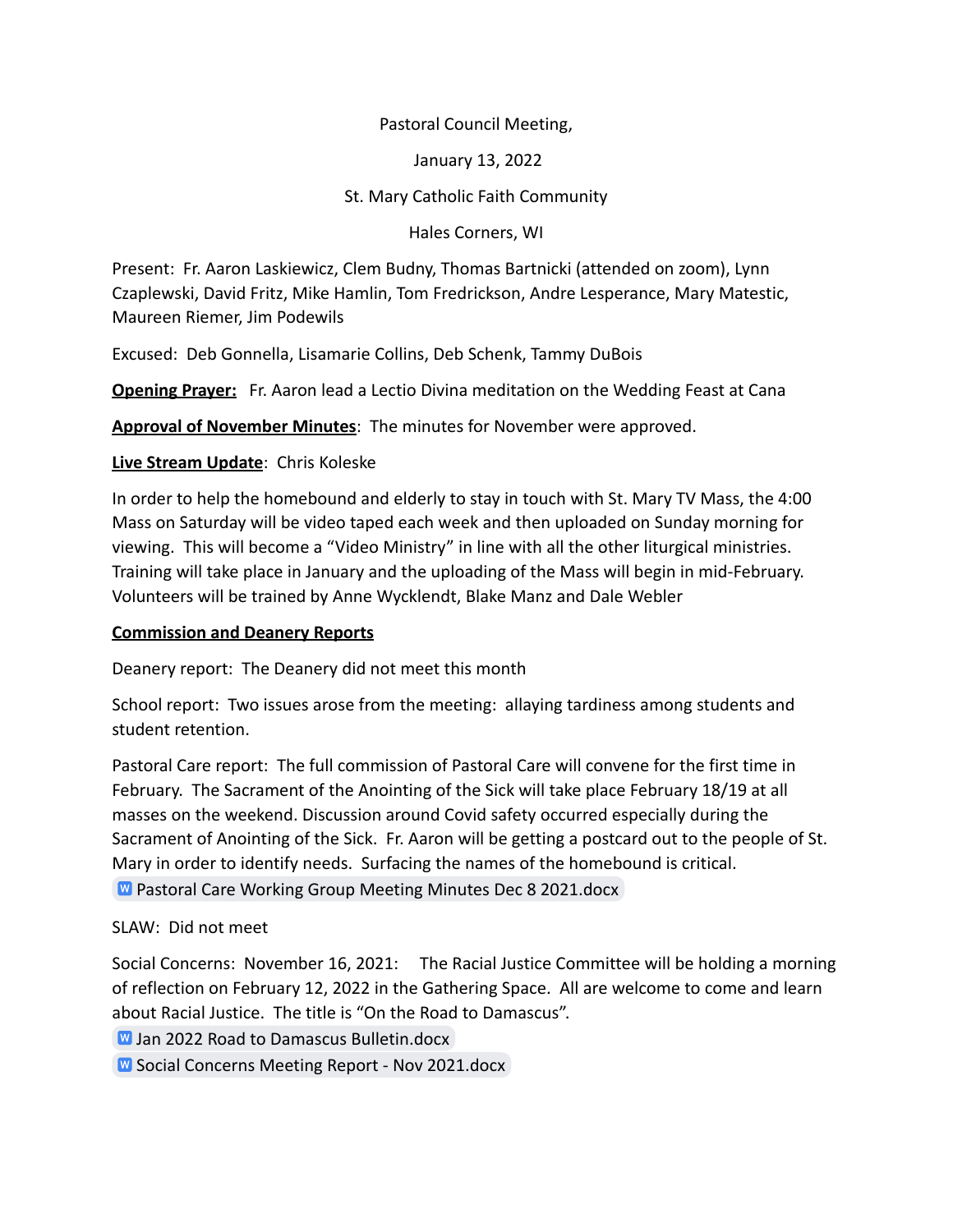Pastoral Council Meeting,

January 13, 2022

St. Mary Catholic Faith Community

Hales Corners, WI

Present: Fr. Aaron Laskiewicz, Clem Budny, Thomas Bartnicki (attended on zoom), Lynn Czaplewski, David Fritz, Mike Hamlin, Tom Fredrickson, Andre Lesperance, Mary Matestic, Maureen Riemer, Jim Podewils

Excused: Deb Gonnella, Lisamarie Collins, Deb Schenk, Tammy DuBois

**Opening Prayer:** Fr. Aaron lead a Lectio Divina meditation on the Wedding Feast at Cana

**Approval of November Minutes**: The minutes for November were approved.

**Live Stream Update**: Chris Koleske

In order to help the homebound and elderly to stay in touch with St. Mary TV Mass, the 4:00 Mass on Saturday will be video taped each week and then uploaded on Sunday morning for viewing. This will become a "Video Ministry" in line with all the other liturgical ministries. Training will take place in January and the uploading of the Mass will begin in mid-February. Volunteers will be trained by Anne Wycklendt, Blake Manz and Dale Webler

**Commission and Deanery Reports**

Deanery report: The Deanery did not meet this month

School report: Two issues arose from the meeting: allaying tardiness among students and student retention.

Pastoral Care report: The full commission of Pastoral Care will convene for the first time in February. The Sacrament of the Anointing of the Sick will take place February 18/19 at all masses on the weekend. Discussion around Covid safety occurred especially during the Sacrament of Anointing of the Sick. Fr. Aaron will be getting a postcard out to the people of St. Mary in order to identify needs. Surfacing the names of the homebound is critical.

Pastoral Care Working Group Meeting Minutes Dec 8 2021.docx

SLAW: Did not meet

Social Concerns: November 16, 2021: The Racial Justice Committee will be holding a morning of reflection on February 12, 2022 in the Gathering Space. All are welcome to come and learn about Racial Justice. The title is "On the Road to Damascus".

Jan 2022 Road to Damascus Bulletin.docx

Social Concerns Meeting Report - Nov 2021.docx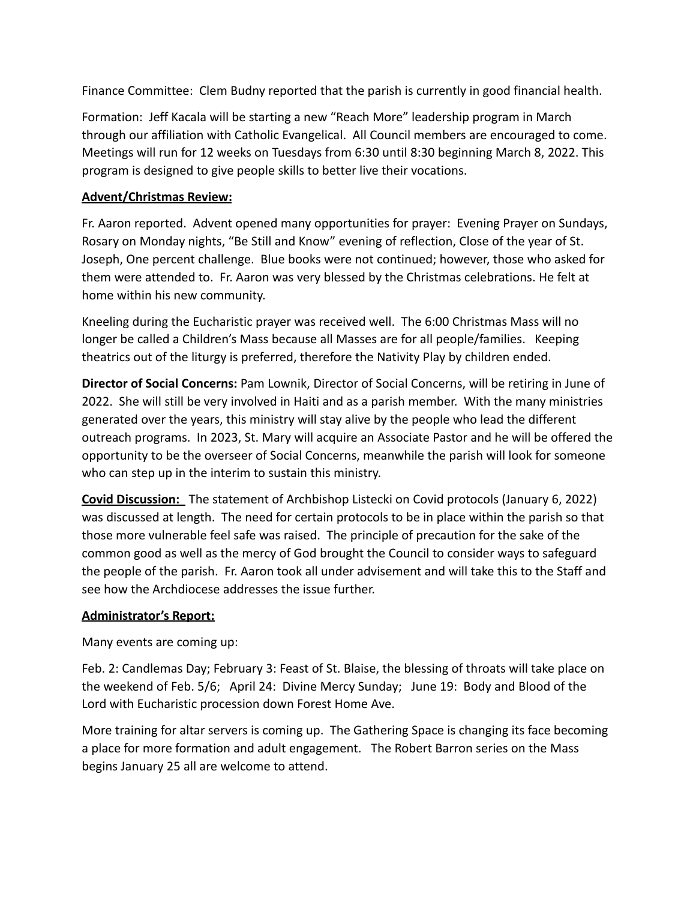Finance Committee: Clem Budny reported that the parish is currently in good financial health.

Formation: Jeff Kacala will be starting a new "Reach More" leadership program in March through our affiliation with Catholic Evangelical. All Council members are encouraged to come. Meetings will run for 12 weeks on Tuesdays from 6:30 until 8:30 beginning March 8, 2022. This program is designed to give people skills to better live their vocations.

**Advent/Christmas Review:**

Fr. Aaron reported. Advent opened many opportunities for prayer: Evening Prayer on Sundays, Rosary on Monday nights, "Be Still and Know" evening of reflection, Close of the year of St. Joseph, One percent challenge. Blue books were not continued; however, those who asked for them were attended to. Fr. Aaron was very blessed by the Christmas celebrations. He felt at home within his new community.

Kneeling during the Eucharistic prayer was received well. The 6:00 Christmas Mass will no longer be called a Children's Mass because all Masses are for all people/families. Keeping theatrics out of the liturgy is preferred, therefore the Nativity Play by children ended.

**Director of Social Concerns:** Pam Lownik, Director of Social Concerns, will be retiring in June of 2022. She will still be very involved in Haiti and as a parish member. With the many ministries generated over the years, this ministry will stay alive by the people who lead the different outreach programs. In 2023, St. Mary will acquire an Associate Pastor and he will be offered the opportunity to be the overseer of Social Concerns, meanwhile the parish will look for someone who can step up in the interim to sustain this ministry.

**Covid Discussion:** The statement of Archbishop Listecki on Covid protocols (January 6, 2022) was discussed at length. The need for certain protocols to be in place within the parish so that those more vulnerable feel safe was raised. The principle of precaution for the sake of the common good as well as the mercy of God brought the Council to consider ways to safeguard the people of the parish. Fr. Aaron took all under advisement and will take this to the Staff and see how the Archdiocese addresses the issue further.

**Administrator's Report:**

Many events are coming up:

Feb. 2: Candlemas Day; February 3: Feast of St. Blaise, the blessing of throats will take place on the weekend of Feb. 5/6; April 24: Divine Mercy Sunday; June 19: Body and Blood of the Lord with Eucharistic procession down Forest Home Ave.

More training for altar servers is coming up. The Gathering Space is changing its face becoming a place for more formation and adult engagement. The Robert Barron series on the Mass begins January 25 all are welcome to attend.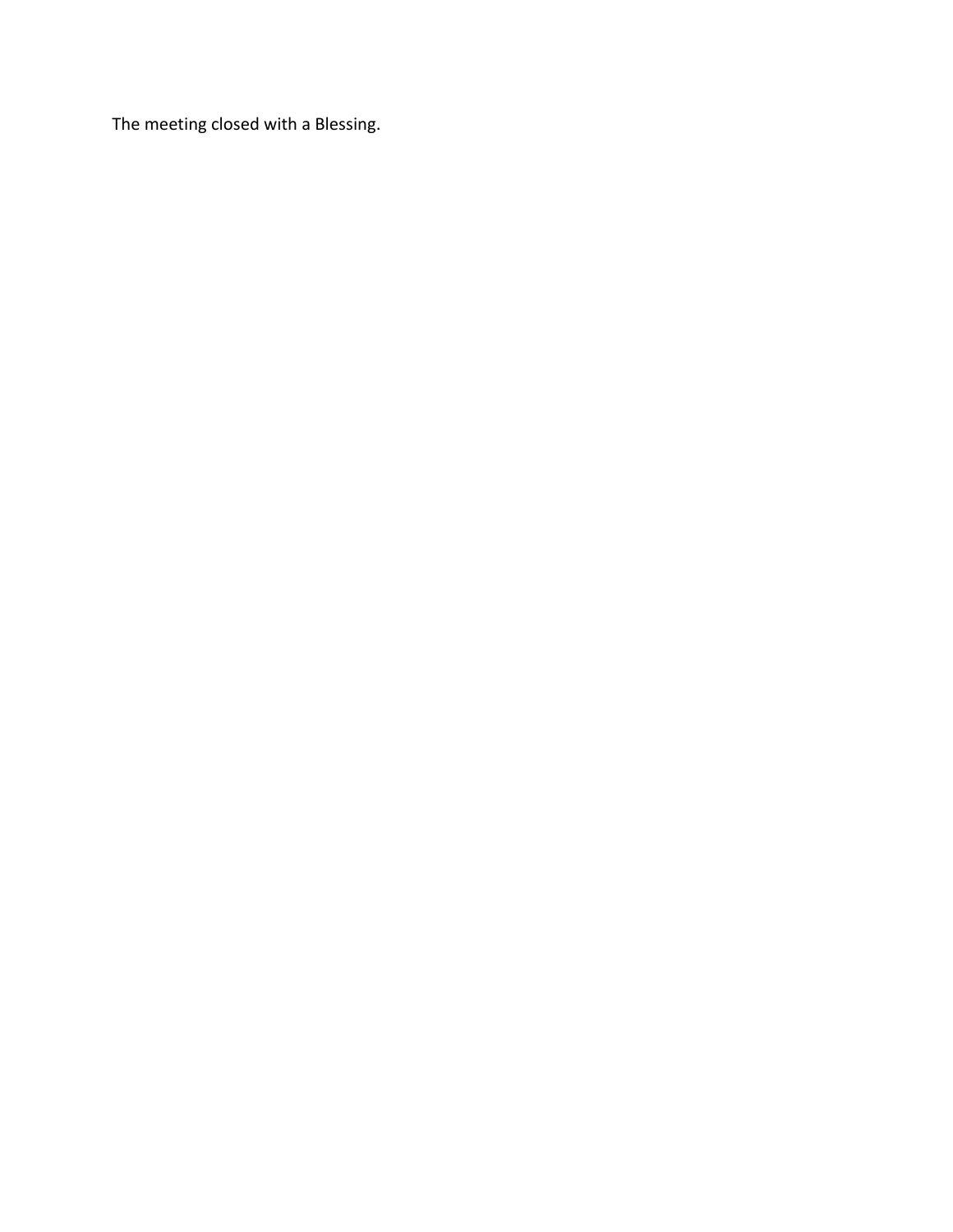The meeting closed with a Blessing.